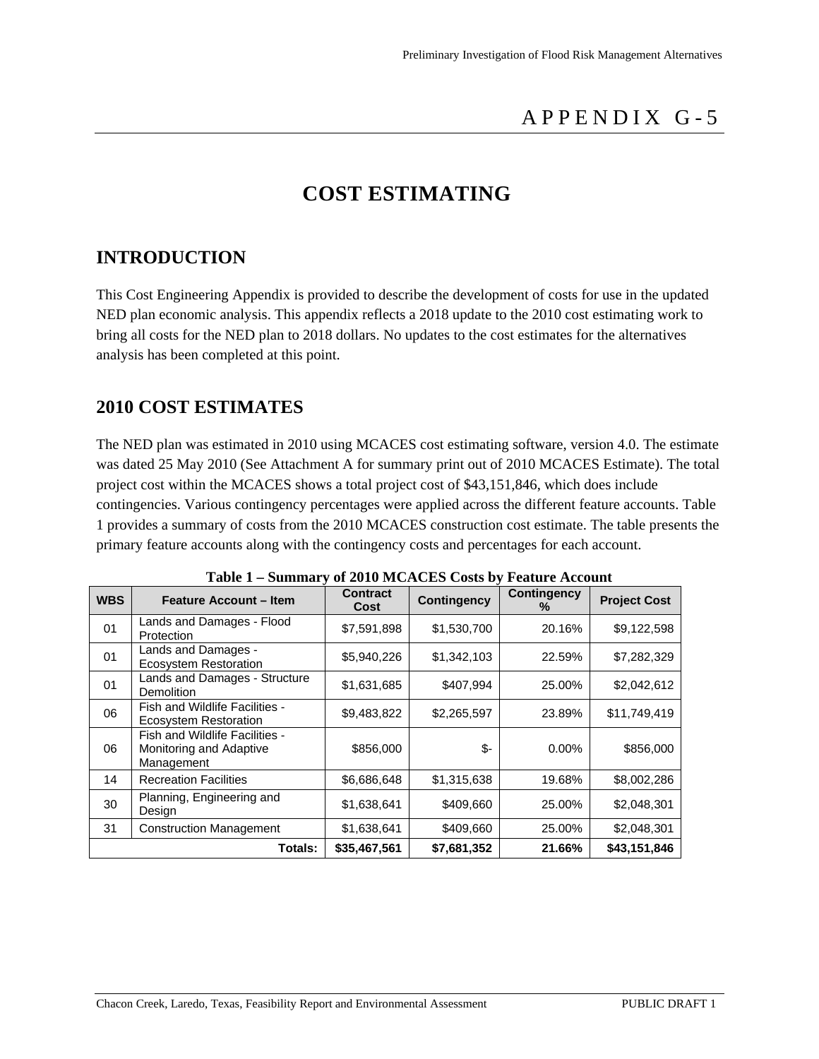# APPENDIX G-5

# COST ESTIMATING

## INTRODUCTION

This Cost Engineering Appendix is provided to describe the development of costs for use in the updated NED plan economic analysis. This appendix reflects a 2018 update to the 2010 cost estimating work to bring all costs for the NED plan to 2018 dollars. No updates to the cost estimates for the alternatives analysis has been completed at this point.

## 2010 COST ESTIMATES

The NED plan was estimated in 2010 using MCACES cost estimating software, version 4.0. The estimate was dated 25 May 2010 (See Attachment A for summary print out of 2010 MCACES Estimate). The total project cost within the MCACES shows a total project cost of $43,151,846, which does include contingencies. Various contingency percentages were applied across the different feature accounts. Table 1 provides a summary of costs from the 2010 MCACES construction cost estimate. The table presents the primary feature accounts along with the contingency costs and percentages for each account.

**Table 1 – Summary of 2010 MCACES Costs by Feature Account**

| WBS | Feature Account – Item | Contract Cost | Contingency | Contingency % | Project Cost |
|---|---|---|---|---|---|
| 01 | Lands and Damages - Flood Protection | $7,591,898 | $1,530,700 | 20.16% | $9,122,598 |
| 01 | Lands and Damages - Ecosystem Restoration | $5,940,226 | $1,342,103 | 22.59% | $7,282,329 |
| 01 | Lands and Damages - Structure Demolition | $1,631,685 | $407,994 | 25.00% | $2,042,612 |
| 06 | Fish and Wildlife Facilities - Ecosystem Restoration | $9,483,822 | $2,265,597 | 23.89% | $11,749,419 |
| 06 | Fish and Wildlife Facilities - Monitoring and Adaptive Management | $856,000 | $- | 0.00% | $856,000 |
| 14 | Recreation Facilities | $6,686,648 | $1,315,638 | 19.68% | $8,002,286 |
| 30 | Planning, Engineering and Design | $1,638,641 | $409,660 | 25.00% | $2,048,301 |
| 31 | Construction Management | $1,638,641 | $409,660 | 25.00% | $2,048,301 |
| | **Totals:** | **$35,467,561** | **$7,681,352** | **21.66%** | **$43,151,846** |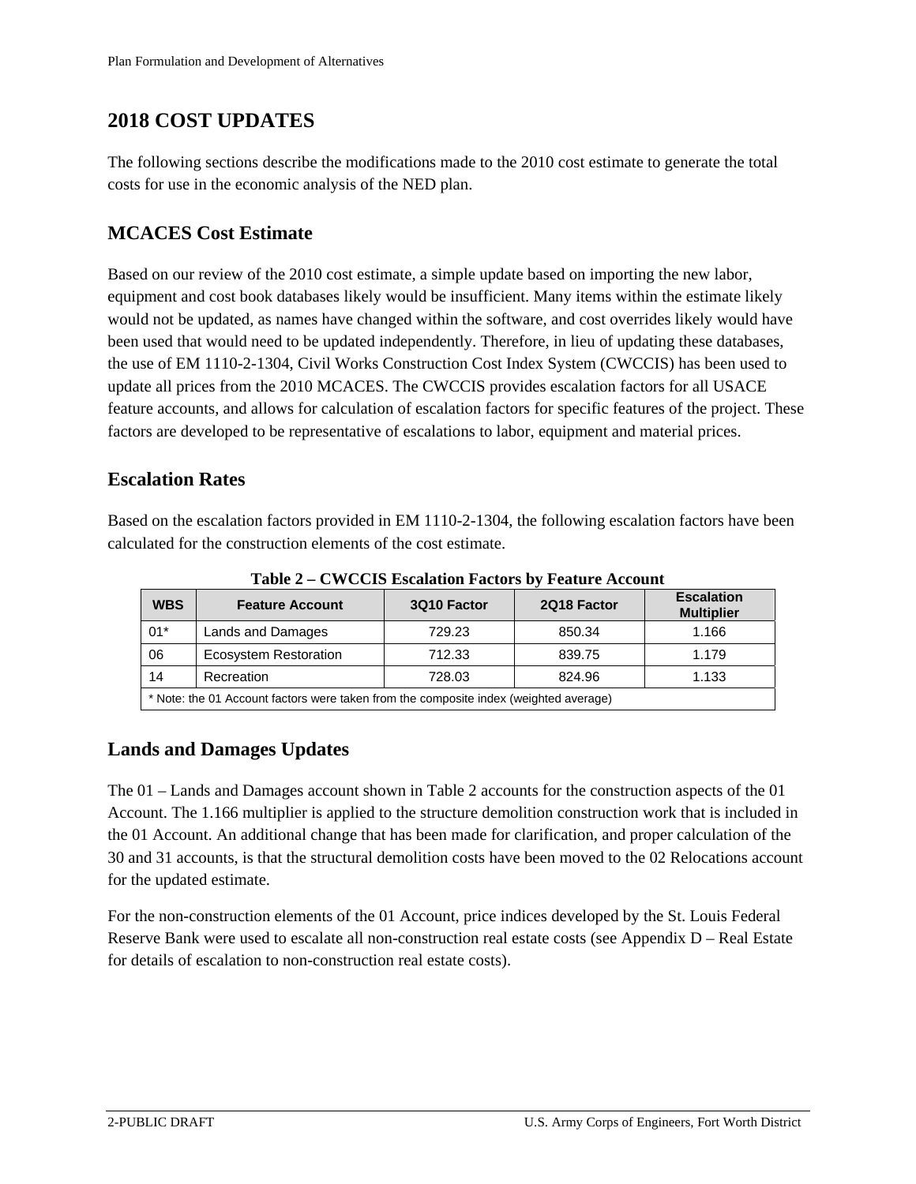# 2018 COST UPDATES

The following sections describe the modifications made to the 2010 cost estimate to generate the total costs for use in the economic analysis of the NED plan.

## MCACES Cost Estimate

Based on our review of the 2010 cost estimate, a simple update based on importing the new labor, equipment and cost book databases likely would be insufficient. Many items within the estimate likely would not be updated, as names have changed within the software, and cost overrides likely would have been used that would need to be updated independently. Therefore, in lieu of updating these databases, the use of EM 1110-2-1304, Civil Works Construction Cost Index System (CWCCIS) has been used to update all prices from the 2010 MCACES. The CWCCIS provides escalation factors for all USACE feature accounts, and allows for calculation of escalation factors for specific features of the project. These factors are developed to be representative of escalations to labor, equipment and material prices.

## Escalation Rates

Based on the escalation factors provided in EM 1110-2-1304, the following escalation factors have been calculated for the construction elements of the cost estimate.

**Table 2 – CWCCIS Escalation Factors by Feature Account**

| WBS | Feature Account | 3Q10 Factor | 2Q18 Factor | Escalation Multiplier |
|---|---|---|---|---|
| 01* | Lands and Damages | 729.23 | 850.34 | 1.166 |
| 06 | Ecosystem Restoration | 712.33 | 839.75 | 1.179 |
| 14 | Recreation | 728.03 | 824.96 | 1.133 |
| * Note: the 01 Account factors were taken from the composite index (weighted average) | | | | |

## Lands and Damages Updates

The 01 – Lands and Damages account shown in Table 2 accounts for the construction aspects of the 01 Account. The 1.166 multiplier is applied to the structure demolition construction work that is included in the 01 Account. An additional change that has been made for clarification, and proper calculation of the 30 and 31 accounts, is that the structural demolition costs have been moved to the 02 Relocations account for the updated estimate.

For the non-construction elements of the 01 Account, price indices developed by the St. Louis Federal Reserve Bank were used to escalate all non-construction real estate costs (see Appendix D – Real Estate for details of escalation to non-construction real estate costs).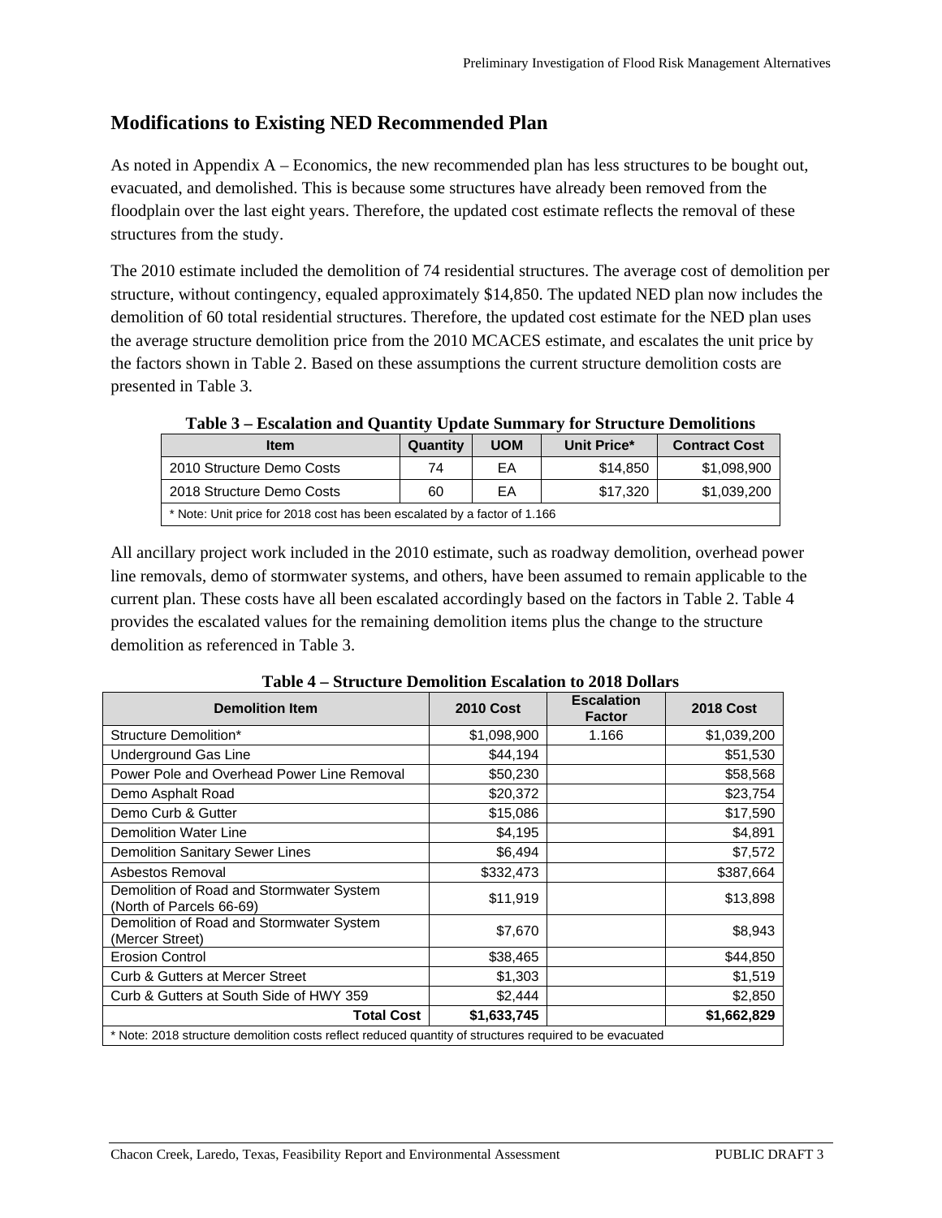## Modifications to Existing NED Recommended Plan

As noted in Appendix A – Economics, the new recommended plan has less structures to be bought out, evacuated, and demolished. This is because some structures have already been removed from the floodplain over the last eight years. Therefore, the updated cost estimate reflects the removal of these structures from the study.

The 2010 estimate included the demolition of 74 residential structures. The average cost of demolition per structure, without contingency, equaled approximately $14,850. The updated NED plan now includes the demolition of 60 total residential structures. Therefore, the updated cost estimate for the NED plan uses the average structure demolition price from the 2010 MCACES estimate, and escalates the unit price by the factors shown in Table 2. Based on these assumptions the current structure demolition costs are presented in Table 3.

**Table 3 – Escalation and Quantity Update Summary for Structure Demolitions**

| Item | Quantity | UOM | Unit Price* | Contract Cost |
|---|---|---|---|---|
| 2010 Structure Demo Costs | 74 | EA | $14,850 | $1,098,900 |
| 2018 Structure Demo Costs | 60 | EA | $17,320 | $1,039,200 |
| * Note: Unit price for 2018 cost has been escalated by a factor of 1.166 | | | | |

All ancillary project work included in the 2010 estimate, such as roadway demolition, overhead power line removals, demo of stormwater systems, and others, have been assumed to remain applicable to the current plan. These costs have all been escalated accordingly based on the factors in Table 2. Table 4 provides the escalated values for the remaining demolition items plus the change to the structure demolition as referenced in Table 3.

**Table 4 – Structure Demolition Escalation to 2018 Dollars**

| Demolition Item | 2010 Cost | Escalation Factor | 2018 Cost |
|---|---|---|---|
| Structure Demolition* | $1,098,900 | 1.166 | $1,039,200 |
| Underground Gas Line | $44,194 | | $51,530 |
| Power Pole and Overhead Power Line Removal | $50,230 | | $58,568 |
| Demo Asphalt Road | $20,372 | | $23,754 |
| Demo Curb & Gutter | $15,086 | | $17,590 |
| Demolition Water Line | $4,195 | | $4,891 |
| Demolition Sanitary Sewer Lines | $6,494 | | $7,572 |
| Asbestos Removal | $332,473 | | $387,664 |
| Demolition of Road and Stormwater System (North of Parcels 66-69) | $11,919 | | $13,898 |
| Demolition of Road and Stormwater System (Mercer Street) | $7,670 | | $8,943 |
| Erosion Control | $38,465 | | $44,850 |
| Curb & Gutters at Mercer Street | $1,303 | | $1,519 |
| Curb & Gutters at South Side of HWY 359 | $2,444 | | $2,850 |
| **Total Cost** | **$1,633,745** | | **$1,662,829** |
| * Note: 2018 structure demolition costs reflect reduced quantity of structures required to be evacuated | | | |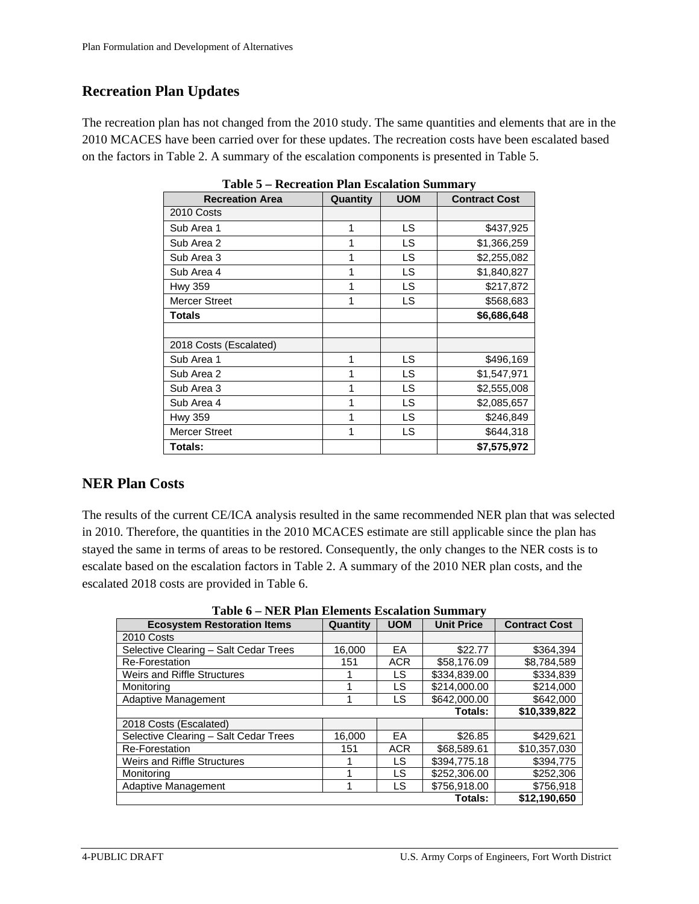## Recreation Plan Updates

The recreation plan has not changed from the 2010 study. The same quantities and elements that are in the 2010 MCACES have been carried over for these updates. The recreation costs have been escalated based on the factors in Table 2. A summary of the escalation components is presented in Table 5.

**Table 5 – Recreation Plan Escalation Summary**

| Recreation Area | Quantity | UOM | Contract Cost |
|---|---|---|---|
| 2010 Costs | | | |
| Sub Area 1 | 1 | LS | $437,925 |
| Sub Area 2 | 1 | LS | $1,366,259 |
| Sub Area 3 | 1 | LS | $2,255,082 |
| Sub Area 4 | 1 | LS | $1,840,827 |
| Hwy 359 | 1 | LS | $217,872 |
| Mercer Street | 1 | LS | $568,683 |
| **Totals** | | | **$6,686,648** |
| | | | |
| 2018 Costs (Escalated) | | | |
| Sub Area 1 | 1 | LS | $496,169 |
| Sub Area 2 | 1 | LS | $1,547,971 |
| Sub Area 3 | 1 | LS | $2,555,008 |
| Sub Area 4 | 1 | LS | $2,085,657 |
| Hwy 359 | 1 | LS | $246,849 |
| Mercer Street | 1 | LS | $644,318 |
| **Totals:** | | | **$7,575,972** |

## NER Plan Costs

The results of the current CE/ICA analysis resulted in the same recommended NER plan that was selected in 2010. Therefore, the quantities in the 2010 MCACES estimate are still applicable since the plan has stayed the same in terms of areas to be restored. Consequently, the only changes to the NER costs is to escalate based on the escalation factors in Table 2. A summary of the 2010 NER plan costs, and the escalated 2018 costs are provided in Table 6.

**Table 6 – NER Plan Elements Escalation Summary**

| Ecosystem Restoration Items | Quantity | UOM | Unit Price | Contract Cost |
|---|---|---|---|---|
| 2010 Costs | | | | |
| Selective Clearing – Salt Cedar Trees | 16,000 | EA | $22.77 | $364,394 |
| Re-Forestation | 151 | ACR | $58,176.09 | $8,784,589 |
| Weirs and Riffle Structures | 1 | LS | $334,839.00 | $334,839 |
| Monitoring | 1 | LS | $214,000.00 | $214,000 |
| Adaptive Management | 1 | LS | $642,000.00 | $642,000 |
| | | | **Totals:** | **$10,339,822** |
| 2018 Costs (Escalated) | | | | |
| Selective Clearing – Salt Cedar Trees | 16,000 | EA | $26.85 | $429,621 |
| Re-Forestation | 151 | ACR | $68,589.61 | $10,357,030 |
| Weirs and Riffle Structures | 1 | LS | $394,775.18 | $394,775 |
| Monitoring | 1 | LS | $252,306.00 | $252,306 |
| Adaptive Management | 1 | LS | $756,918.00 | $756,918 |
| | | | **Totals:** | **$12,190,650** |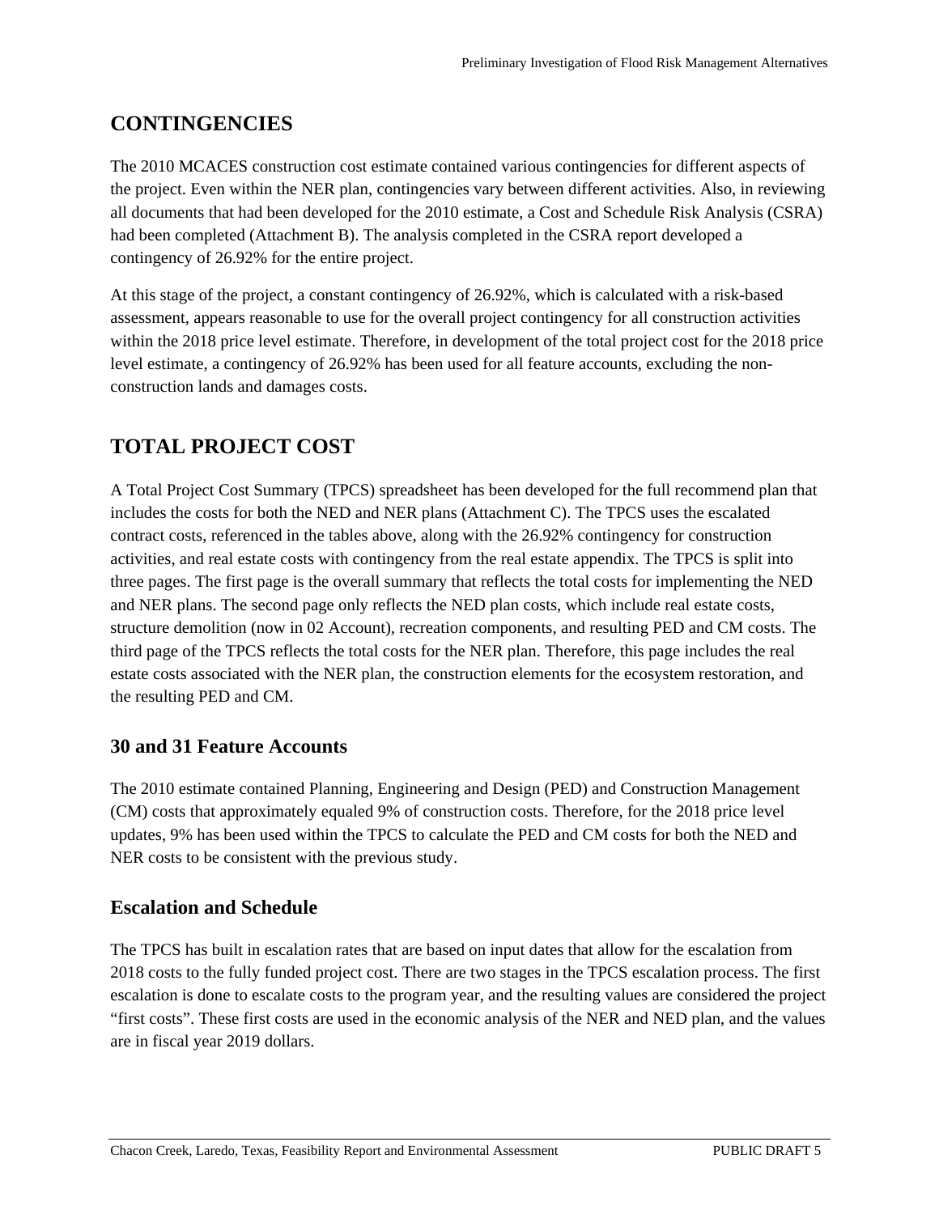## CONTINGENCIES

The 2010 MCACES construction cost estimate contained various contingencies for different aspects of the project. Even within the NER plan, contingencies vary between different activities. Also, in reviewing all documents that had been developed for the 2010 estimate, a Cost and Schedule Risk Analysis (CSRA) had been completed (Attachment B). The analysis completed in the CSRA report developed a contingency of 26.92% for the entire project.

At this stage of the project, a constant contingency of 26.92%, which is calculated with a risk-based assessment, appears reasonable to use for the overall project contingency for all construction activities within the 2018 price level estimate. Therefore, in development of the total project cost for the 2018 price level estimate, a contingency of 26.92% has been used for all feature accounts, excluding the non-construction lands and damages costs.

## TOTAL PROJECT COST

A Total Project Cost Summary (TPCS) spreadsheet has been developed for the full recommend plan that includes the costs for both the NED and NER plans (Attachment C). The TPCS uses the escalated contract costs, referenced in the tables above, along with the 26.92% contingency for construction activities, and real estate costs with contingency from the real estate appendix. The TPCS is split into three pages. The first page is the overall summary that reflects the total costs for implementing the NED and NER plans. The second page only reflects the NED plan costs, which include real estate costs, structure demolition (now in 02 Account), recreation components, and resulting PED and CM costs. The third page of the TPCS reflects the total costs for the NER plan. Therefore, this page includes the real estate costs associated with the NER plan, the construction elements for the ecosystem restoration, and the resulting PED and CM.

### 30 and 31 Feature Accounts

The 2010 estimate contained Planning, Engineering and Design (PED) and Construction Management (CM) costs that approximately equaled 9% of construction costs. Therefore, for the 2018 price level updates, 9% has been used within the TPCS to calculate the PED and CM costs for both the NED and NER costs to be consistent with the previous study.

### Escalation and Schedule

The TPCS has built in escalation rates that are based on input dates that allow for the escalation from 2018 costs to the fully funded project cost. There are two stages in the TPCS escalation process. The first escalation is done to escalate costs to the program year, and the resulting values are considered the project "first costs". These first costs are used in the economic analysis of the NER and NED plan, and the values are in fiscal year 2019 dollars.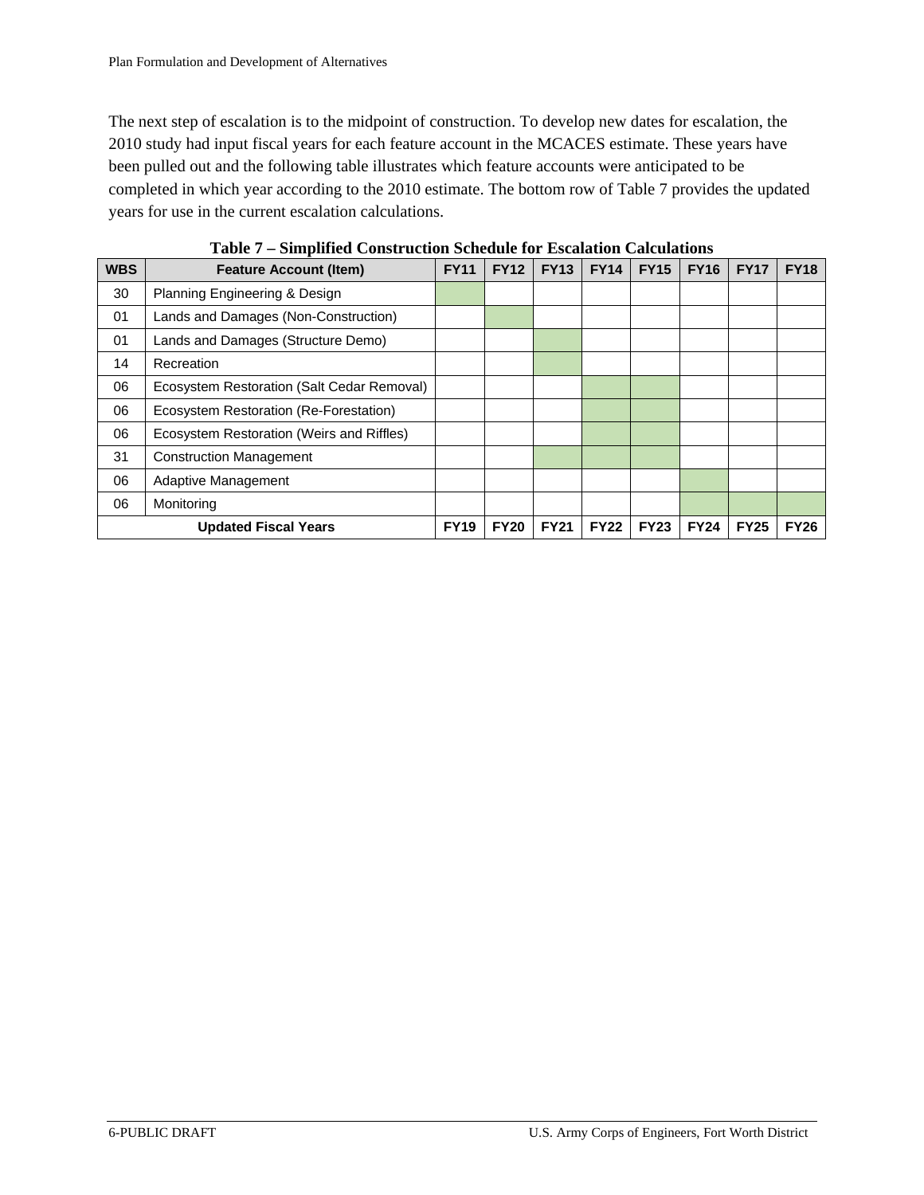The next step of escalation is to the midpoint of construction. To develop new dates for escalation, the 2010 study had input fiscal years for each feature account in the MCACES estimate. These years have been pulled out and the following table illustrates which feature accounts were anticipated to be completed in which year according to the 2010 estimate. The bottom row of Table 7 provides the updated years for use in the current escalation calculations.

**Table 7 – Simplified Construction Schedule for Escalation Calculations**

| WBS | Feature Account (Item) | FY11 | FY12 | FY13 | FY14 | FY15 | FY16 | FY17 | FY18 |
|---|---|---|---|---|---|---|---|---|---|
| 30 | Planning Engineering & Design | X | | | | | | | |
| 01 | Lands and Damages (Non-Construction) | | X | | | | | | |
| 01 | Lands and Damages (Structure Demo) | | | X | | | | | |
| 14 | Recreation | | | X | | | | | |
| 06 | Ecosystem Restoration (Salt Cedar Removal) | | | | X | X | | | |
| 06 | Ecosystem Restoration (Re-Forestation) | | | | X | X | | | |
| 06 | Ecosystem Restoration (Weirs and Riffles) | | | | X | X | | | |
| 31 | Construction Management | | | X | X | X | | | |
| 06 | Adaptive Management | | | | | | X | | |
| 06 | Monitoring | | | | | | X | X | X |
| **Updated Fiscal Years** | | **FY19** | **FY20** | **FY21** | **FY22** | **FY23** | **FY24** | **FY25** | **FY26** |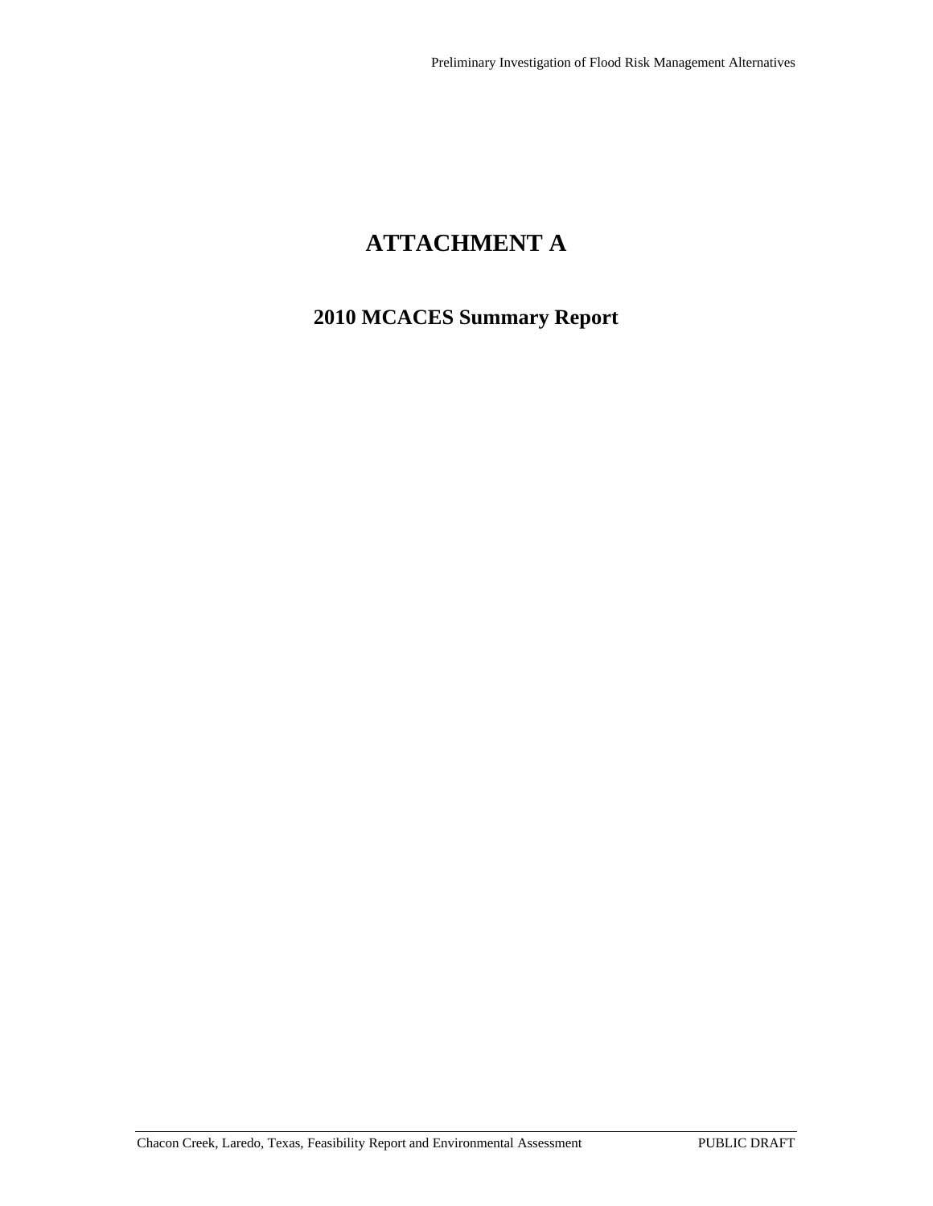# ATTACHMENT A

## 2010 MCACES Summary Report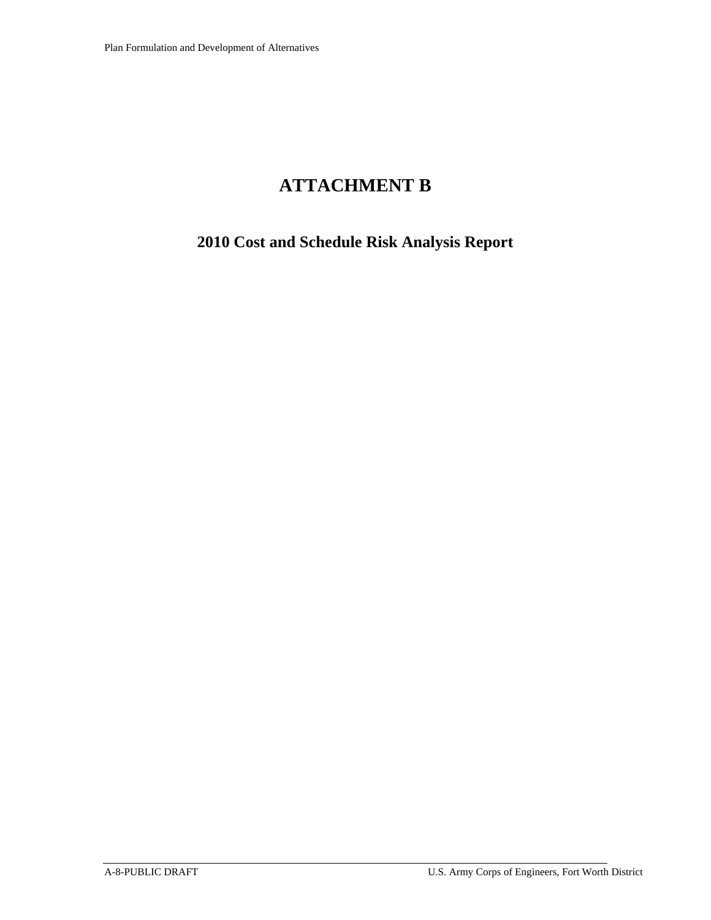# ATTACHMENT B

## 2010 Cost and Schedule Risk Analysis Report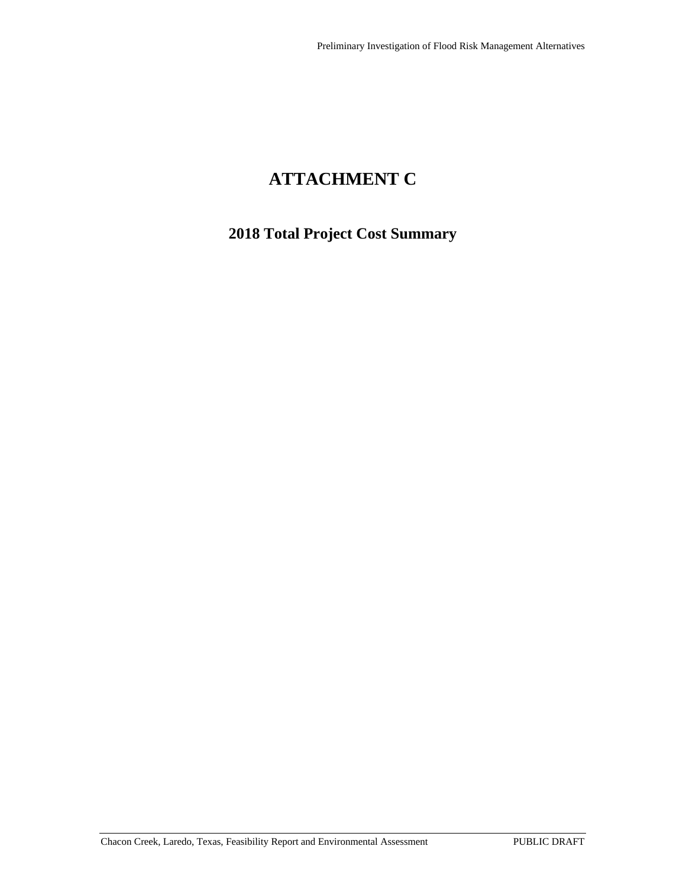# ATTACHMENT C

## 2018 Total Project Cost Summary